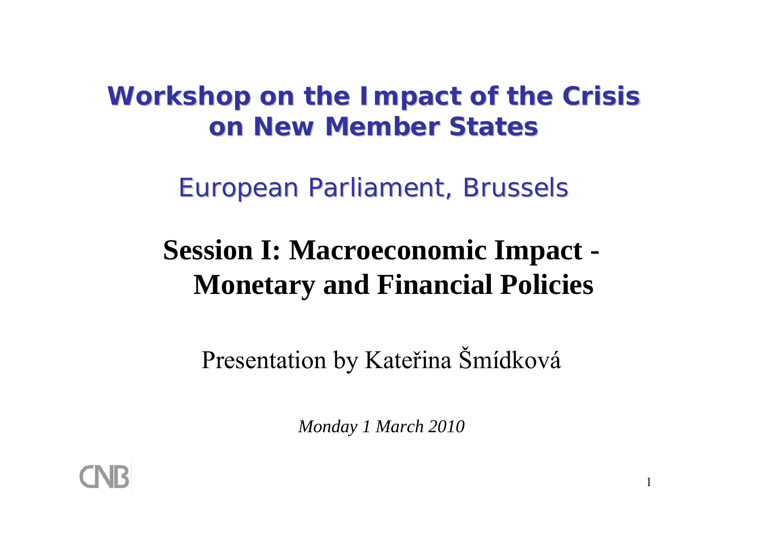# Workshop on the Impact of the Crisis on New Member States

## European Parliament, Brussels

## Session I: Macroeconomic Impact - Monetary and Financial Policies

Presentation by Kateřina Šmídková

*Monday 1 March 2010*

CNB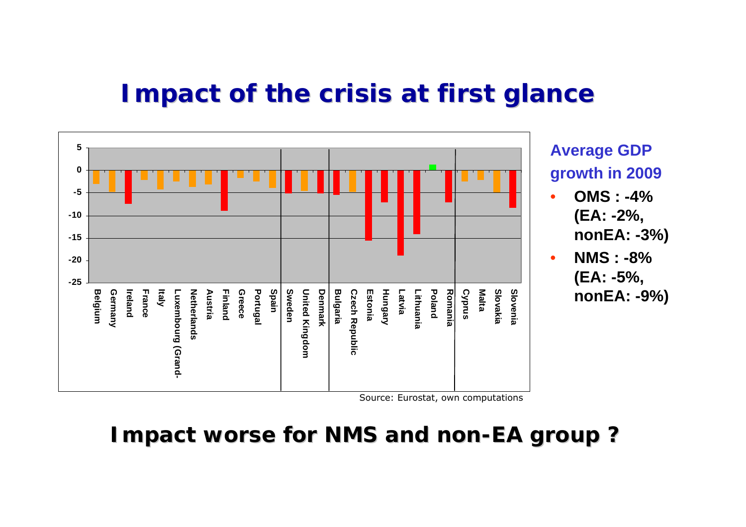# Impact of the crisis at first glance

**Average GDP growth in 2009**

- **OMS : -4% (EA: -2%, nonEA: -3%)**
- **NMS : -8% (EA: -5%, nonEA: -9%)**

Source: Eurostat, own computations

## Impact worse for NMS and non-EA group ?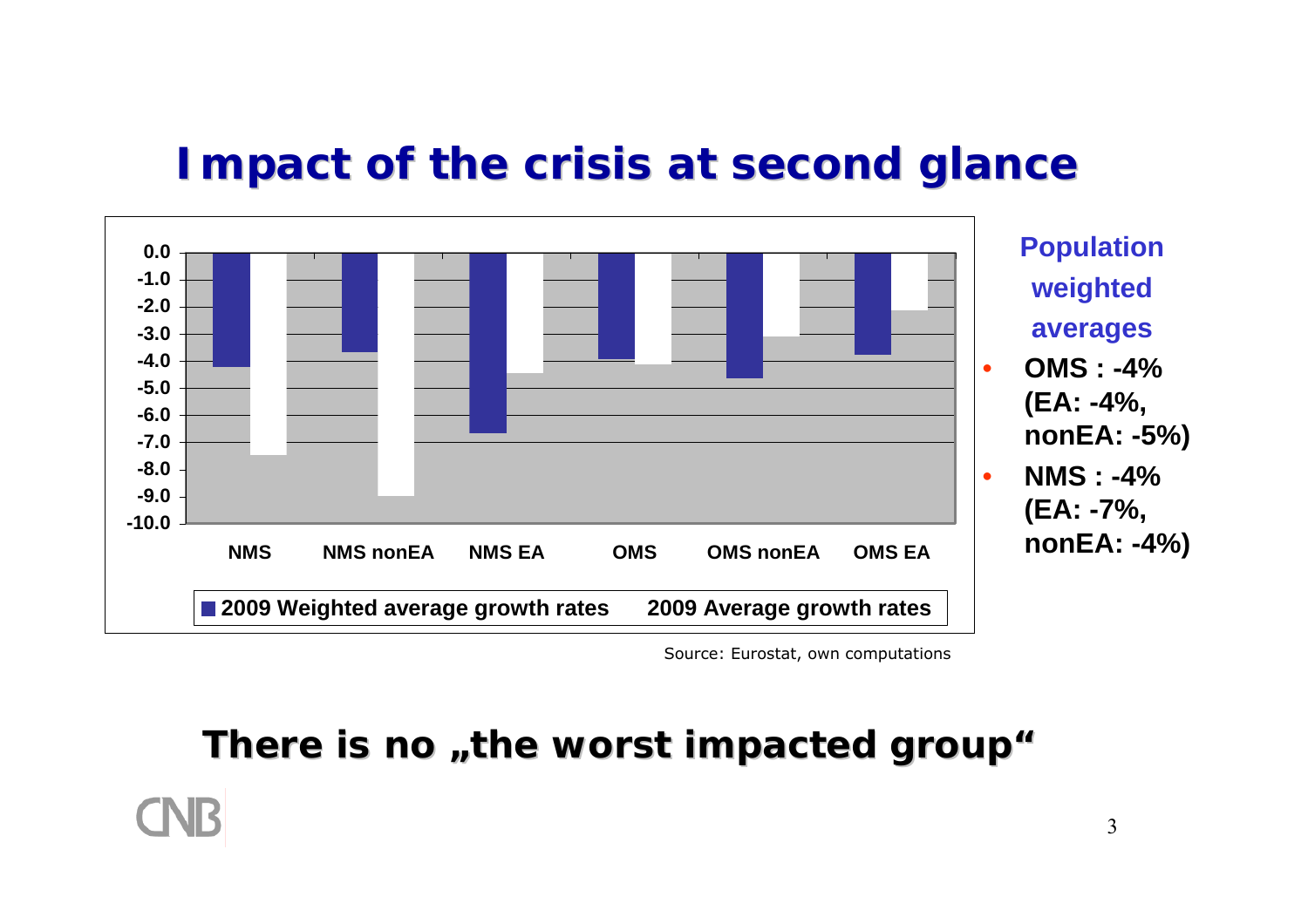# Impact of the crisis at second glance

| | NMS | NMS nonEA | NMS EA | OMS | OMS nonEA | OMS EA |
|---|---|---|---|---|---|---|
| 2009 Weighted average growth rates | -4.2 | -3.7 | -6.7 | -3.9 | -4.6 | -3.8 |
| 2009 Average growth rates | -7.5 | -9.0 | -4.5 | -4.1 | -3.1 | -2.1 |

Source: Eurostat, own computations

**Population weighted averages**

- **OMS : -4% (EA: -4%, nonEA: -5%)**
- **NMS : -4% (EA: -7%, nonEA: -4%)**

## There is no „the worst impacted group“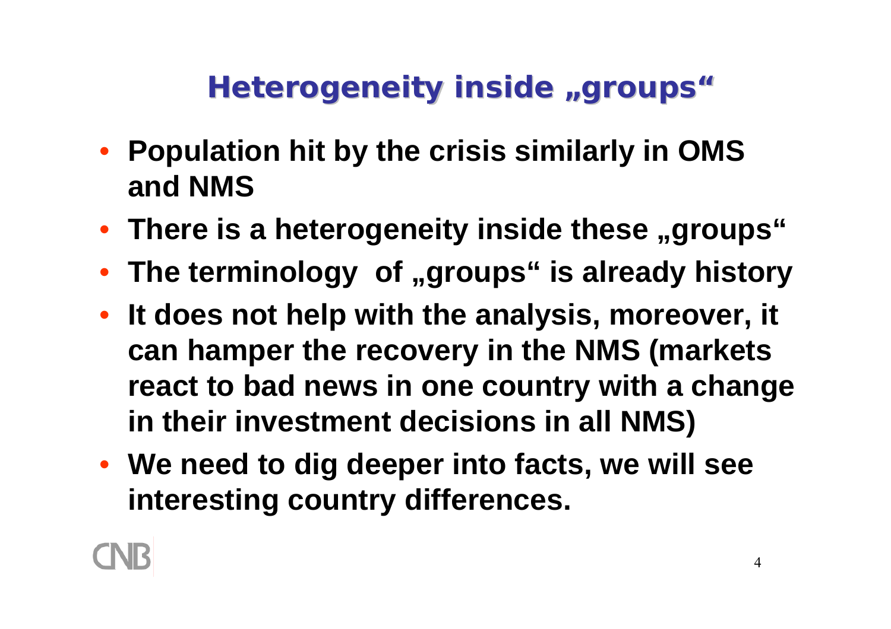# Heterogeneity inside „groups"

- **Population hit by the crisis similarly in OMS and NMS**
- **There is a heterogeneity inside these „groups"**
- **The terminology of „groups" is already history**
- **It does not help with the analysis, moreover, it can hamper the recovery in the NMS (markets react to bad news in one country with a change in their investment decisions in all NMS)**
- **We need to dig deeper into facts, we will see interesting country differences.**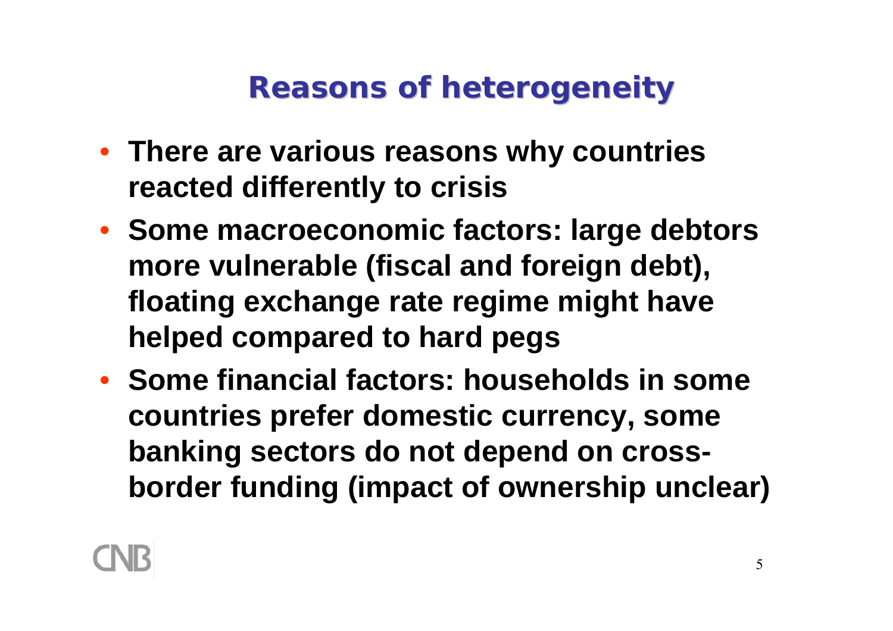# Reasons of heterogeneity

- **There are various reasons why countries reacted differently to crisis**
- **Some macroeconomic factors: large debtors more vulnerable (fiscal and foreign debt), floating exchange rate regime might have helped compared to hard pegs**
- **Some financial factors: households in some countries prefer domestic currency, some banking sectors do not depend on cross-border funding (impact of ownership unclear)**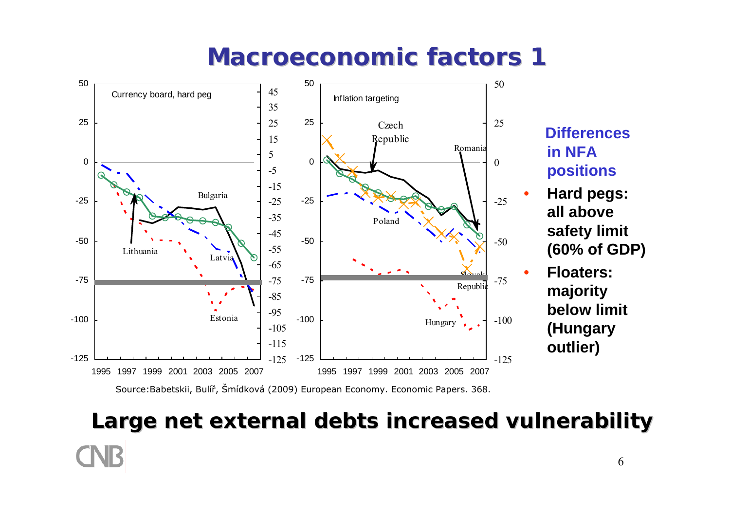# Macroeconomic factors 1

Currency board, hard peg

Inflation targeting

Source:Babetskii, Bulíř, Šmídková (2009) European Economy. Economic Papers. 368.

**Differences in NFA positions**

- **Hard pegs: all above safety limit (60% of GDP)**
- **Floaters: majority below limit (Hungary outlier)**

## Large net external debts increased vulnerability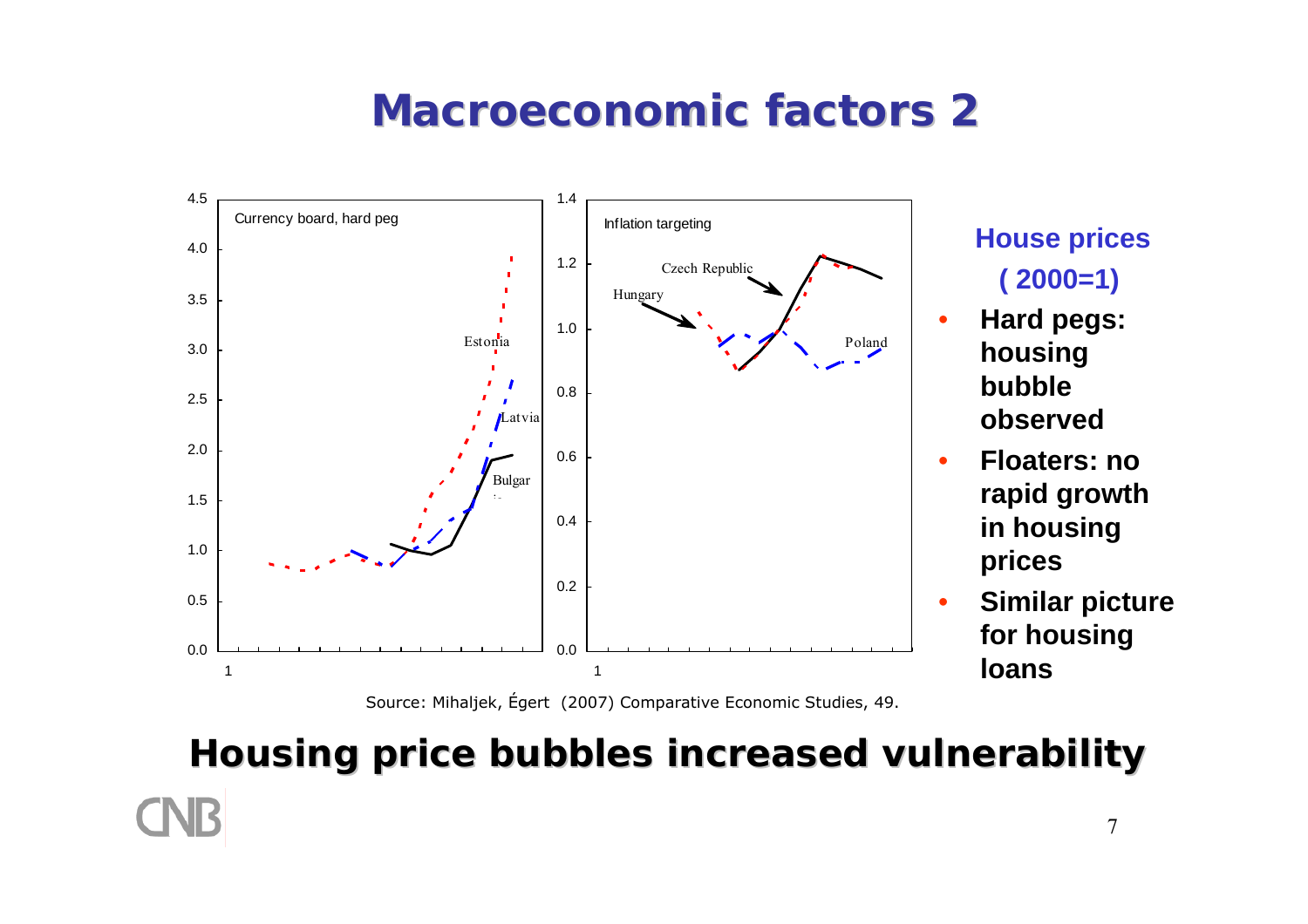# Macroeconomic factors 2

**House prices (2000=1)**

- **Hard pegs: housing bubble observed**
- **Floaters: no rapid growth in housing prices**
- **Similar picture for housing loans**

Source: Mihaljek, Égert (2007) Comparative Economic Studies, 49.

## Housing price bubbles increased vulnerability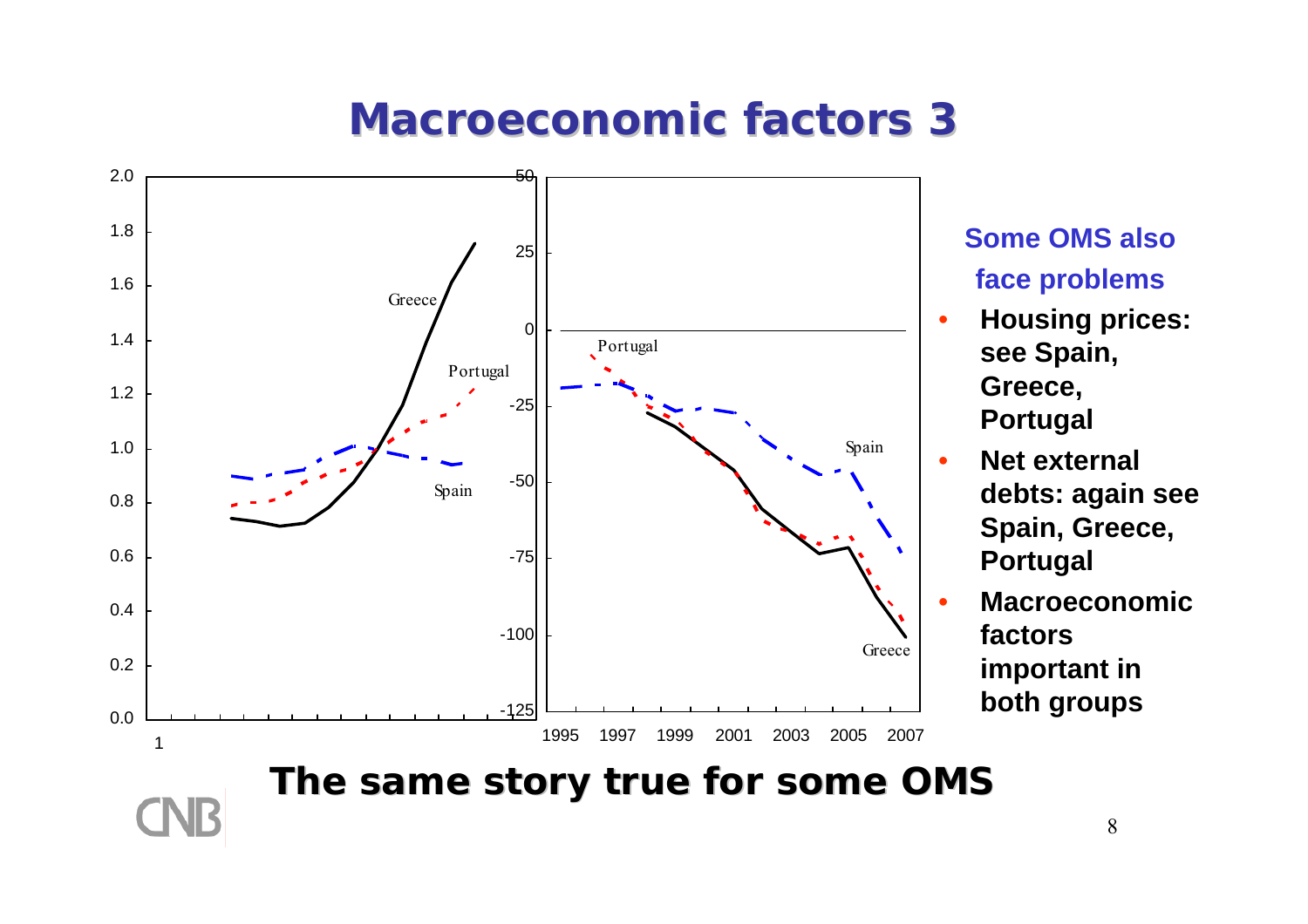# Macroeconomic factors 3

**Some OMS also face problems**

- **Housing prices: see Spain, Greece, Portugal**
- **Net external debts: again see Spain, Greece, Portugal**
- **Macroeconomic factors important in both groups**

## The same story true for some OMS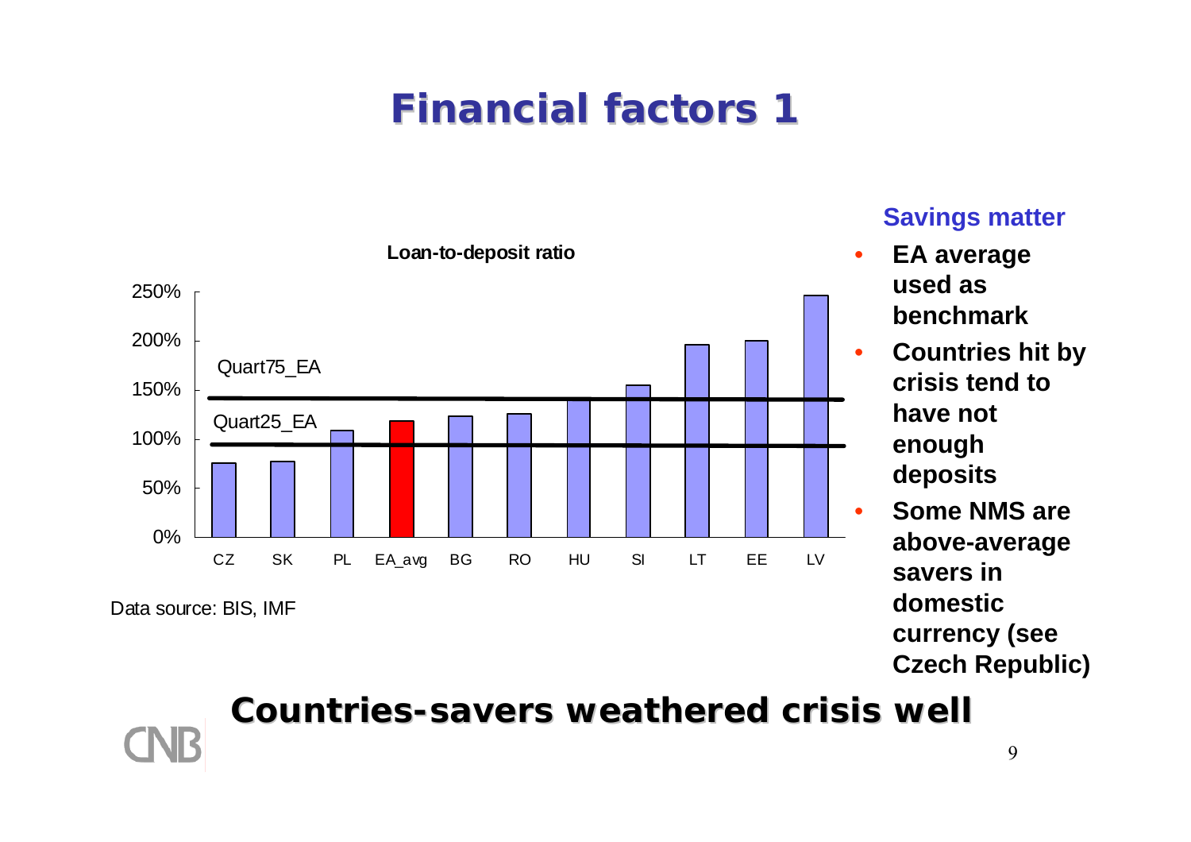# Financial factors 1

**Loan-to-deposit ratio**

| | CZ | SK | PL | EA_avg | BG | RO | HU | SI | LT | EE | LV |
|---|---|---|---|---|---|---|---|---|---|---|---|

Quart75_EA

Quart25_EA

Data source: BIS, IMF

### Savings matter

- **EA average used as benchmark**
- **Countries hit by crisis tend to have not enough deposits**
- **Some NMS are above-average savers in domestic currency (see Czech Republic)**

## Countries-savers weathered crisis well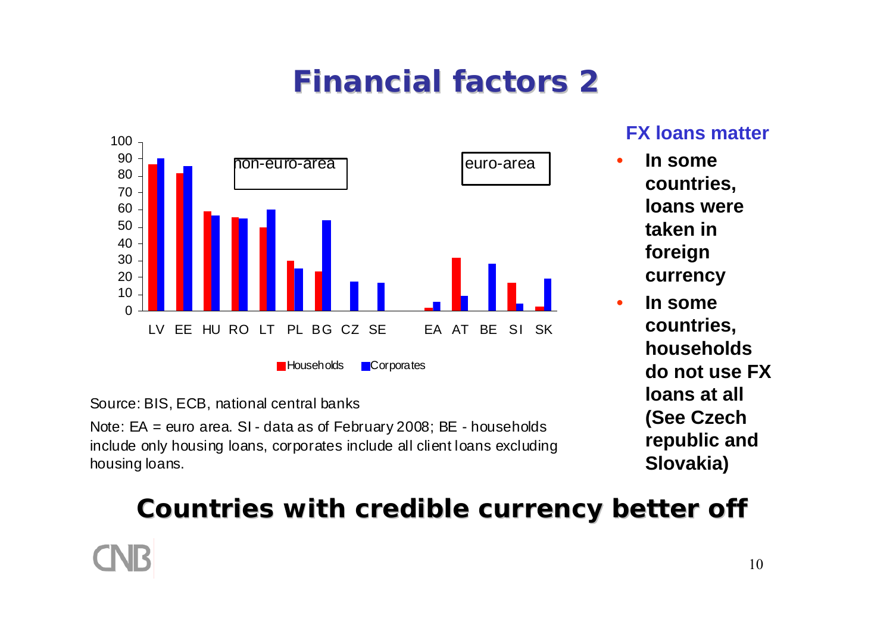# Financial factors 2

Source: BIS, ECB, national central banks

Note: EA = euro area. SI - data as of February 2008; BE - households include only housing loans, corporates include all client loans excluding housing loans.

**FX loans matter**

- **In some countries, loans were taken in foreign currency**
- **In some countries, households do not use FX loans at all (See Czech republic and Slovakia)**

## Countries with credible currency better off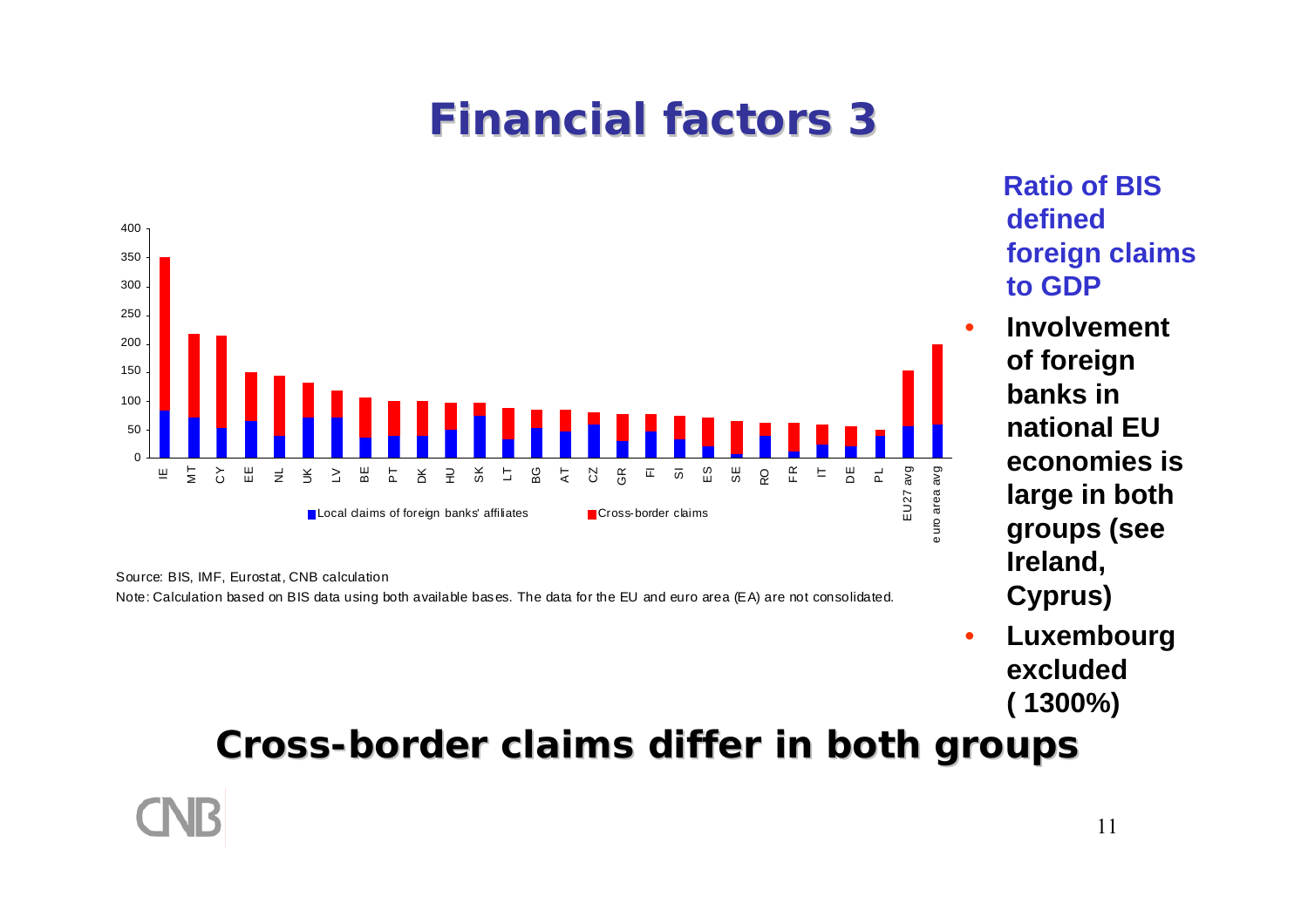# Financial factors 3

**Ratio of BIS defined foreign claims to GDP**

- **Involvement of foreign banks in national EU economies is large in both groups (see Ireland, Cyprus)**
- **Luxembourg excluded ( 1300%)**

Source: BIS, IMF, Eurostat, CNB calculation

Note: Calculation based on BIS data using both available bases. The data for the EU and euro area (EA) are not consolidated.

## Cross-border claims differ in both groups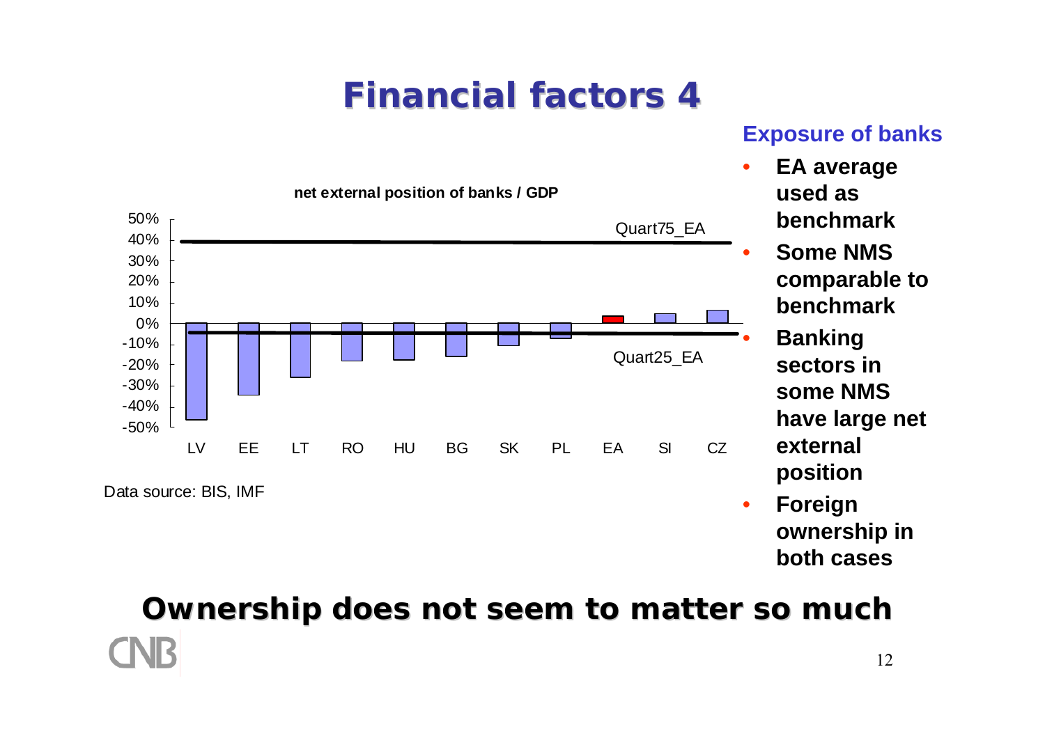# Financial factors 4

net external position of banks / GDP

Data source: BIS, IMF

**Exposure of banks**

- **EA average used as benchmark**
- **Some NMS comparable to benchmark**
- **Banking sectors in some NMS have large net external position**
- **Foreign ownership in both cases**

## Ownership does not seem to matter so much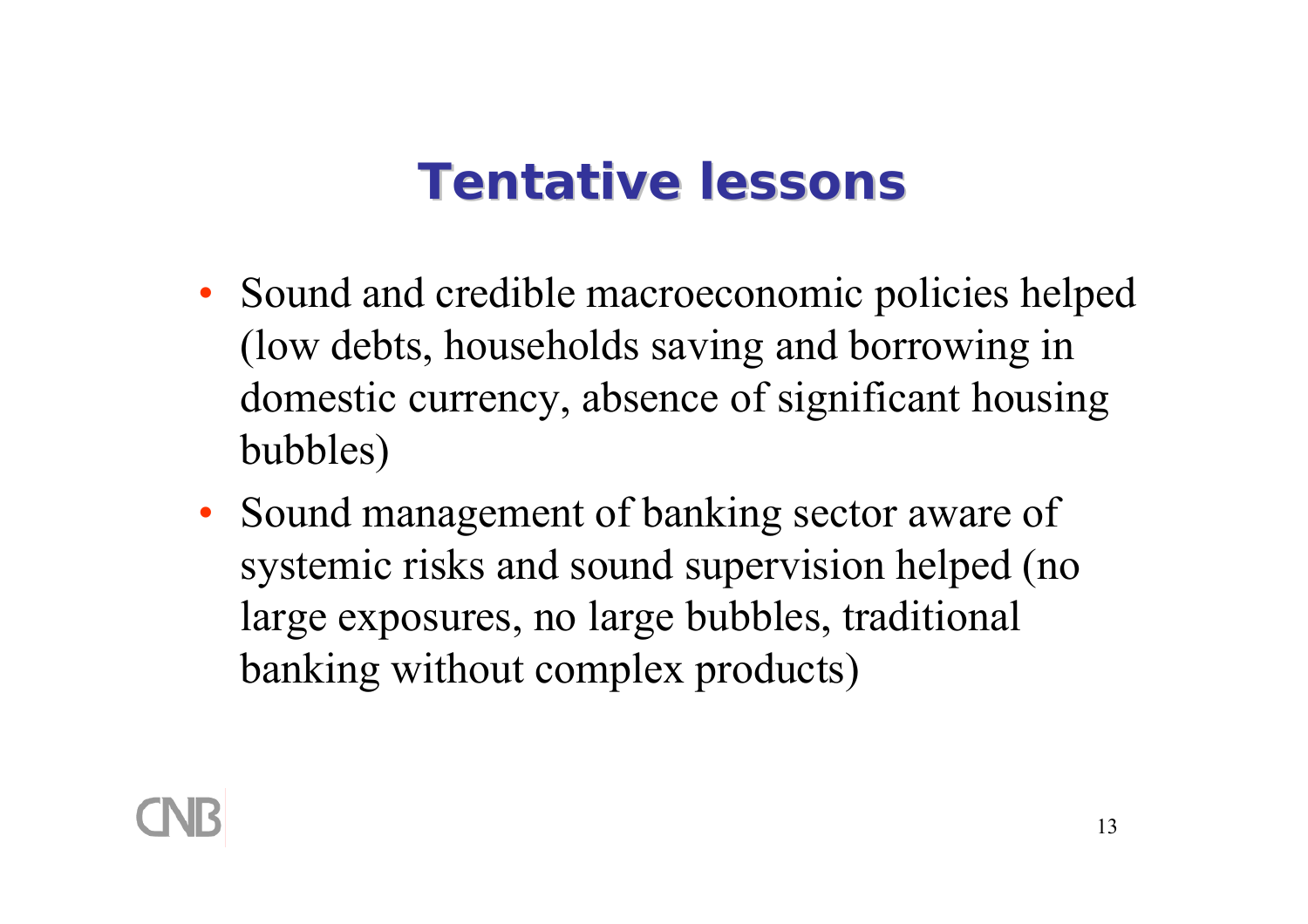# Tentative lessons

- Sound and credible macroeconomic policies helped (low debts, households saving and borrowing in domestic currency, absence of significant housing bubbles)
- Sound management of banking sector aware of systemic risks and sound supervision helped (no large exposures, no large bubbles, traditional banking without complex products)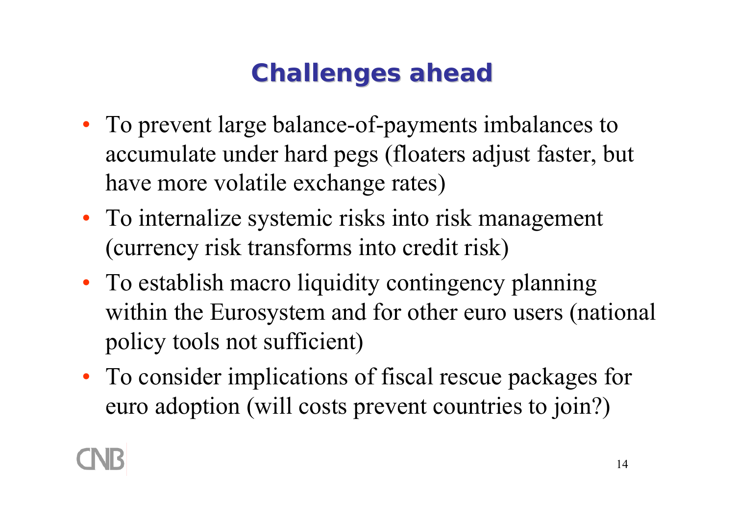# Challenges ahead

- To prevent large balance-of-payments imbalances to accumulate under hard pegs (floaters adjust faster, but have more volatile exchange rates)
- To internalize systemic risks into risk management (currency risk transforms into credit risk)
- To establish macro liquidity contingency planning within the Eurosystem and for other euro users (national policy tools not sufficient)
- To consider implications of fiscal rescue packages for euro adoption (will costs prevent countries to join?)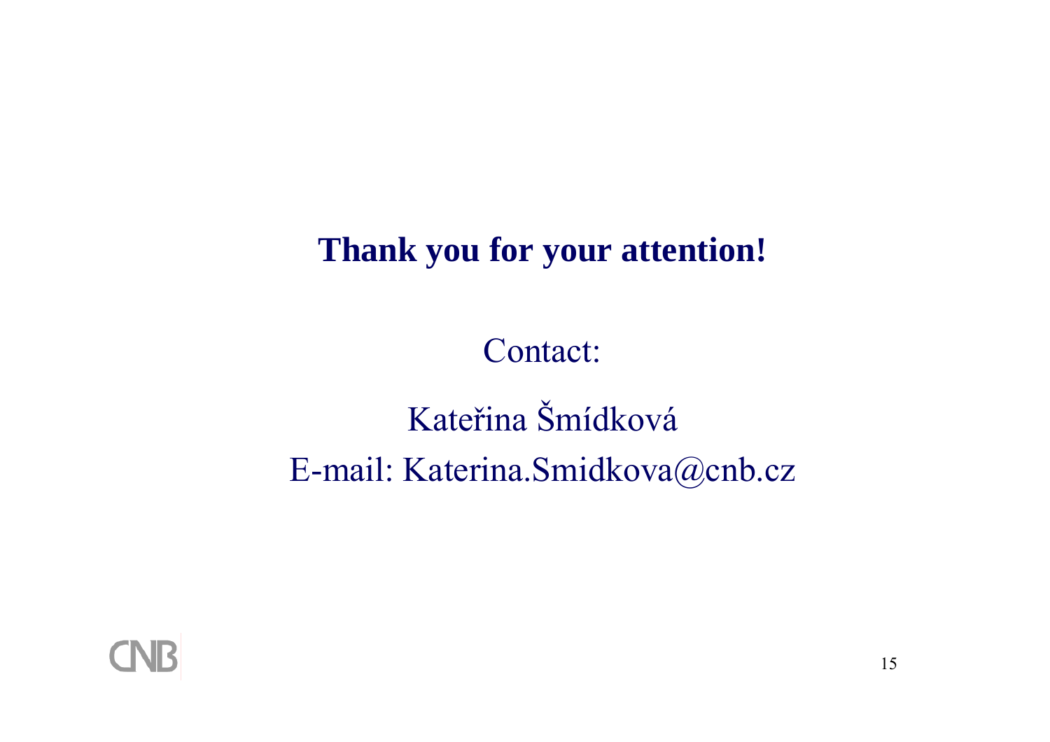**Thank you for your attention!**

Contact:

Kateřina Šmídková

E-mail: Katerina.Smidkova@cnb.cz